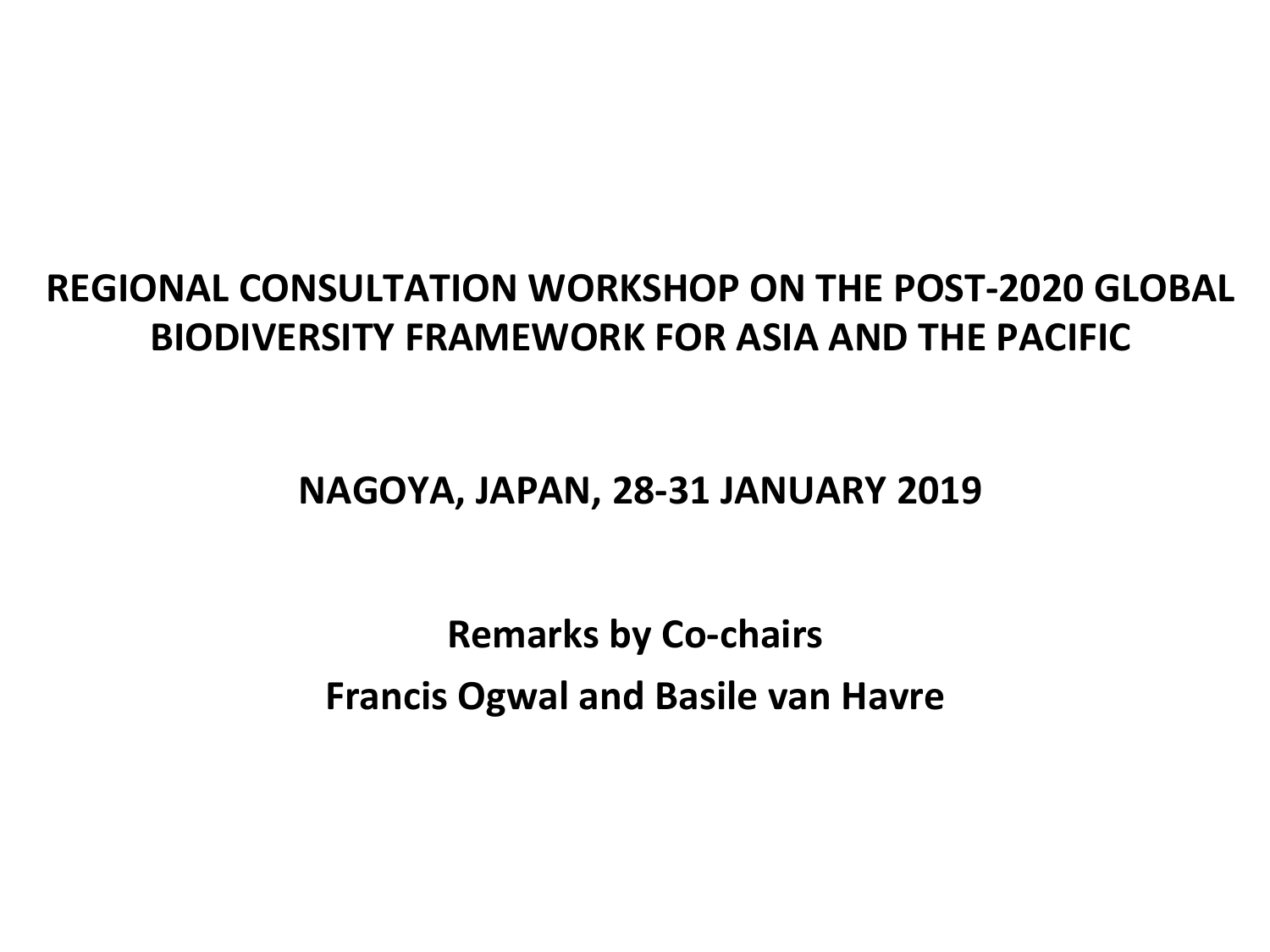# REGIONAL CONSULTATION WORKSHOP ON THE POST-2020 GLOBAL BIODIVERSITY FRAMEWORK FOR ASIA AND THE PACIFIC

## NAGOYA, JAPAN, 28-31 JANUARY 2019

**Remarks by Co-chairs**

**Francis Ogwal and Basile van Havre**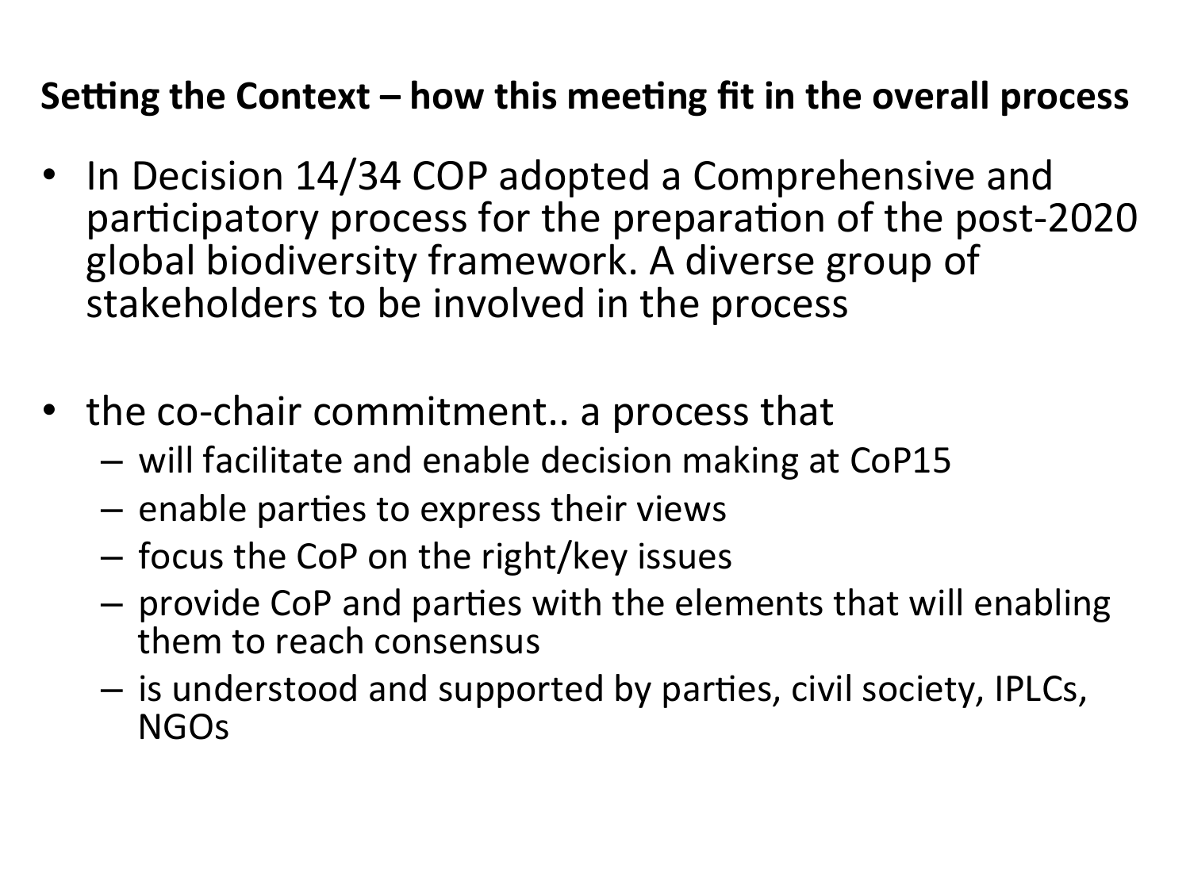## Setting the Context – how this meeting fit in the overall process

- In Decision 14/34 COP adopted a Comprehensive and participatory process for the preparation of the post-2020 global biodiversity framework. A diverse group of stakeholders to be involved in the process

- the co-chair commitment.. a process that
  - will facilitate and enable decision making at CoP15
  - enable parties to express their views
  - focus the CoP on the right/key issues
  - provide CoP and parties with the elements that will enabling them to reach consensus
  - is understood and supported by parties, civil society, IPLCs, NGOs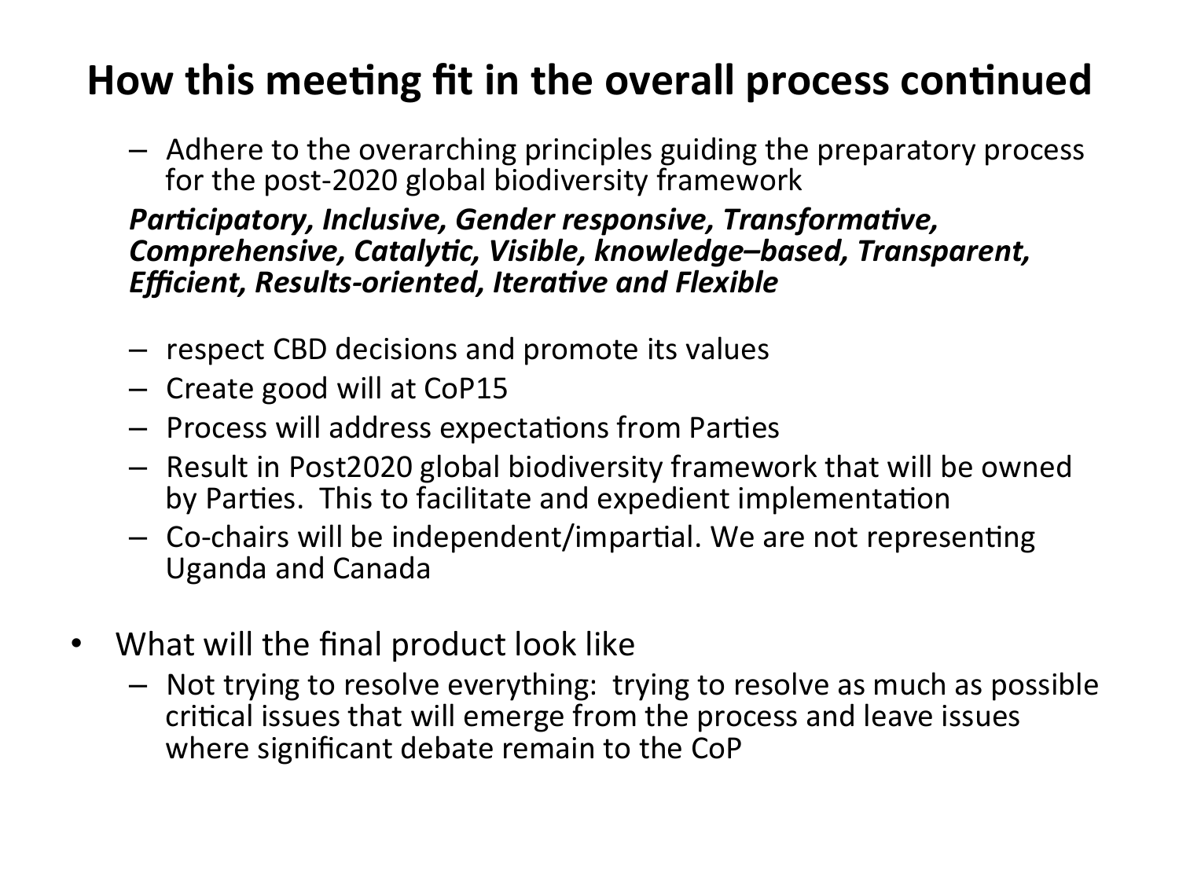# How this meeting fit in the overall process continued

- Adhere to the overarching principles guiding the preparatory process for the post-2020 global biodiversity framework

  ***Participatory, Inclusive, Gender responsive, Transformative, Comprehensive, Catalytic, Visible, knowledge–based, Transparent, Efficient, Results-oriented, Iterative and Flexible***

- respect CBD decisions and promote its values
- Create good will at CoP15
- Process will address expectations from Parties
- Result in Post2020 global biodiversity framework that will be owned by Parties. This to facilitate and expedient implementation
- Co-chairs will be independent/impartial. We are not representing Uganda and Canada

* What will the final product look like
  - Not trying to resolve everything: trying to resolve as much as possible critical issues that will emerge from the process and leave issues where significant debate remain to the CoP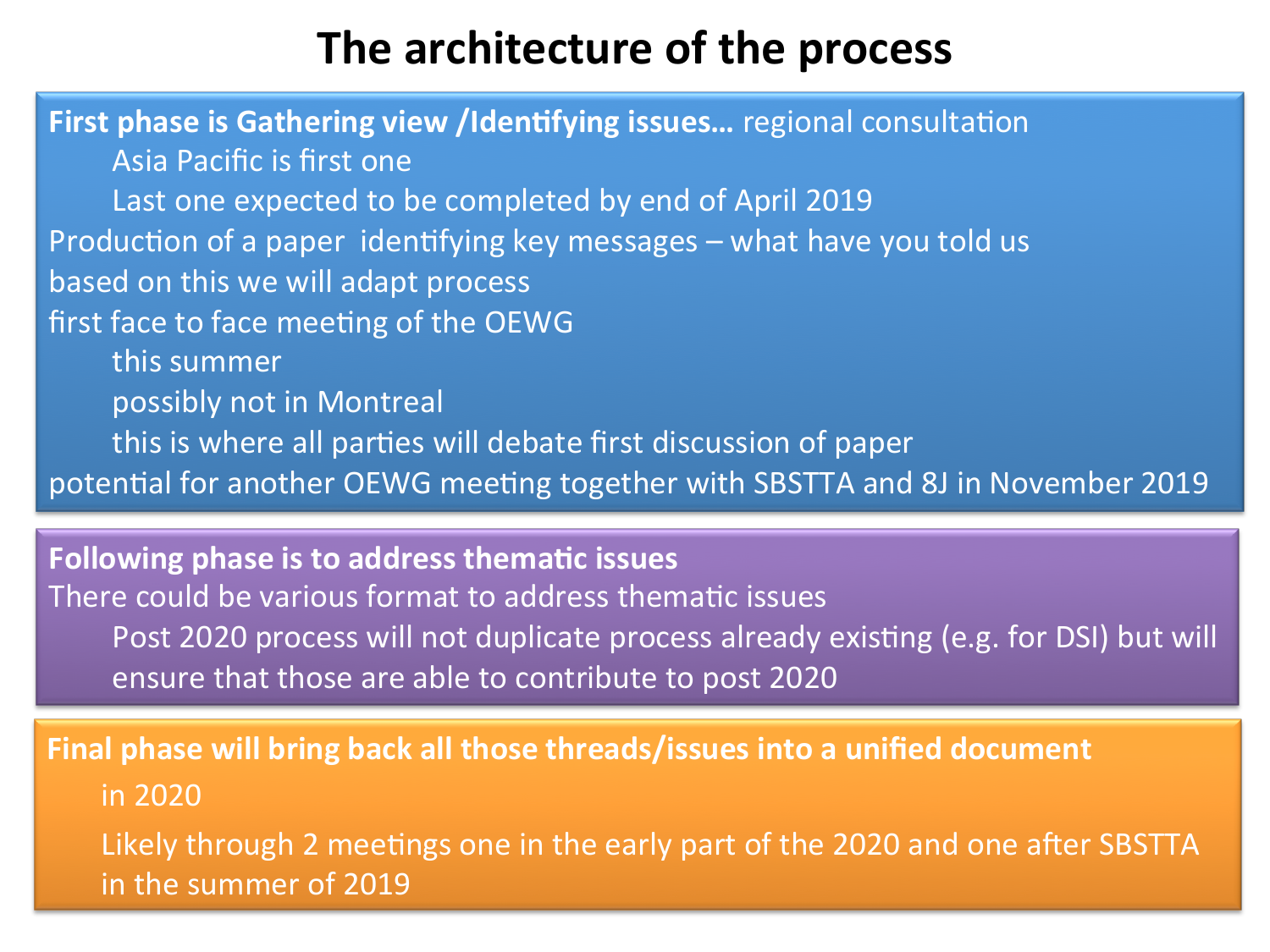# The architecture of the process

**First phase is Gathering view /Identifying issues…** regional consultation

- Asia Pacific is first one
- Last one expected to be completed by end of April 2019

Production of a paper identifying key messages – what have you told us

based on this we will adapt process

first face to face meeting of the OEWG

- this summer
- possibly not in Montreal
- this is where all parties will debate first discussion of paper

potential for another OEWG meeting together with SBSTTA and 8J in November 2019

**Following phase is to address thematic issues**

There could be various format to address thematic issues

- Post 2020 process will not duplicate process already existing (e.g. for DSI) but will ensure that those are able to contribute to post 2020

**Final phase will bring back all those threads/issues into a unified document**

- in 2020
- Likely through 2 meetings one in the early part of the 2020 and one after SBSTTA in the summer of 2019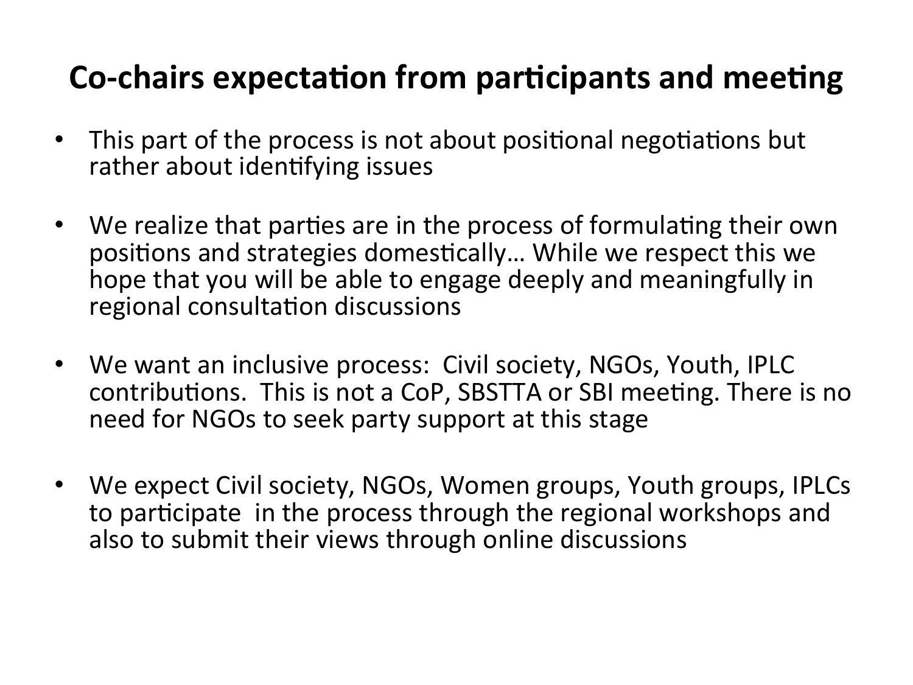# Co-chairs expectation from participants and meeting

- This part of the process is not about positional negotiations but rather about identifying issues

- We realize that parties are in the process of formulating their own positions and strategies domestically… While we respect this we hope that you will be able to engage deeply and meaningfully in regional consultation discussions

- We want an inclusive process: Civil society, NGOs, Youth, IPLC contributions. This is not a CoP, SBSTTA or SBI meeting. There is no need for NGOs to seek party support at this stage

- We expect Civil society, NGOs, Women groups, Youth groups, IPLCs to participate in the process through the regional workshops and also to submit their views through online discussions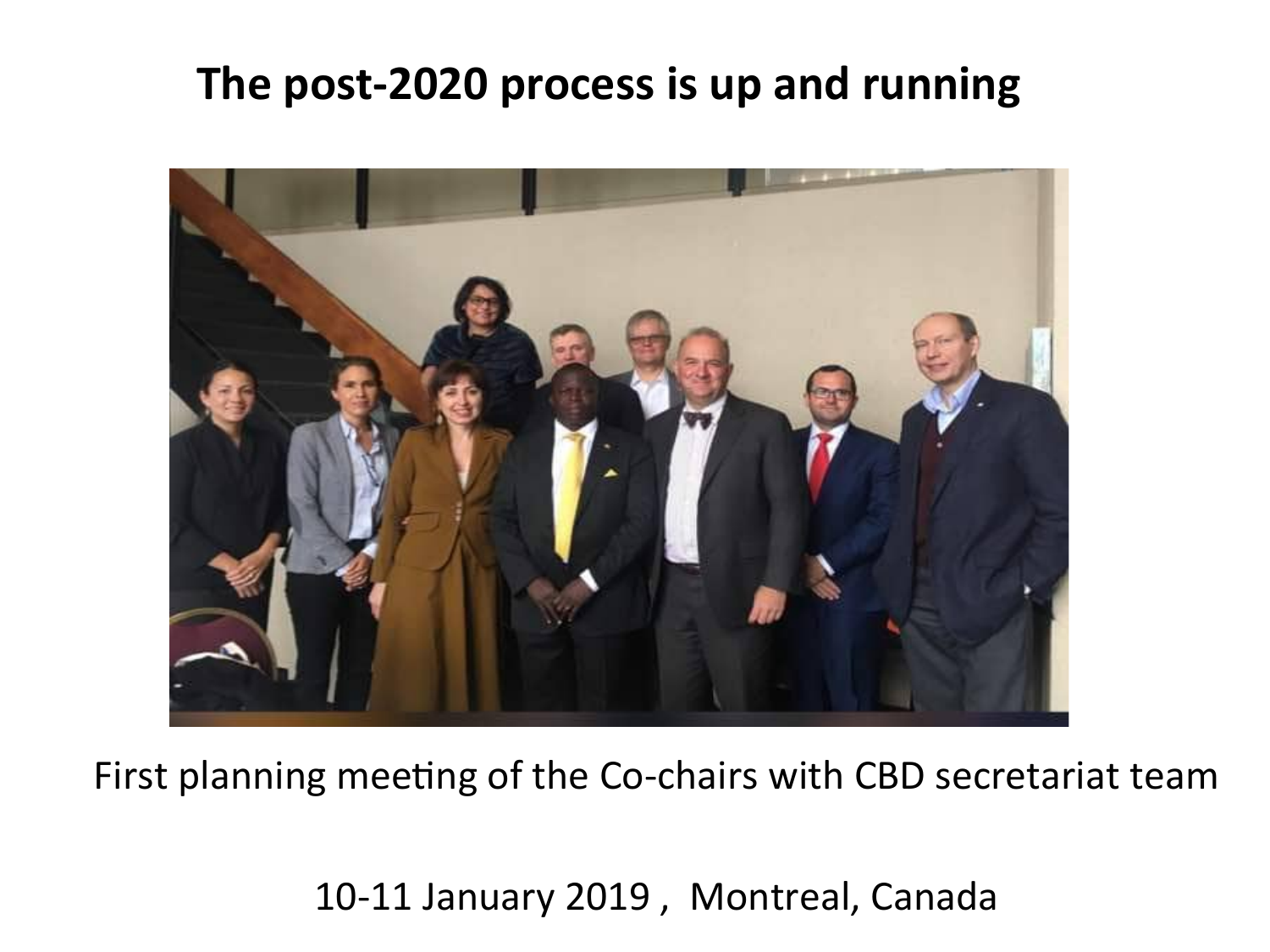# The post-2020 process is up and running

First planning meeting of the Co-chairs with CBD secretariat team

10-11 January 2019 , Montreal, Canada